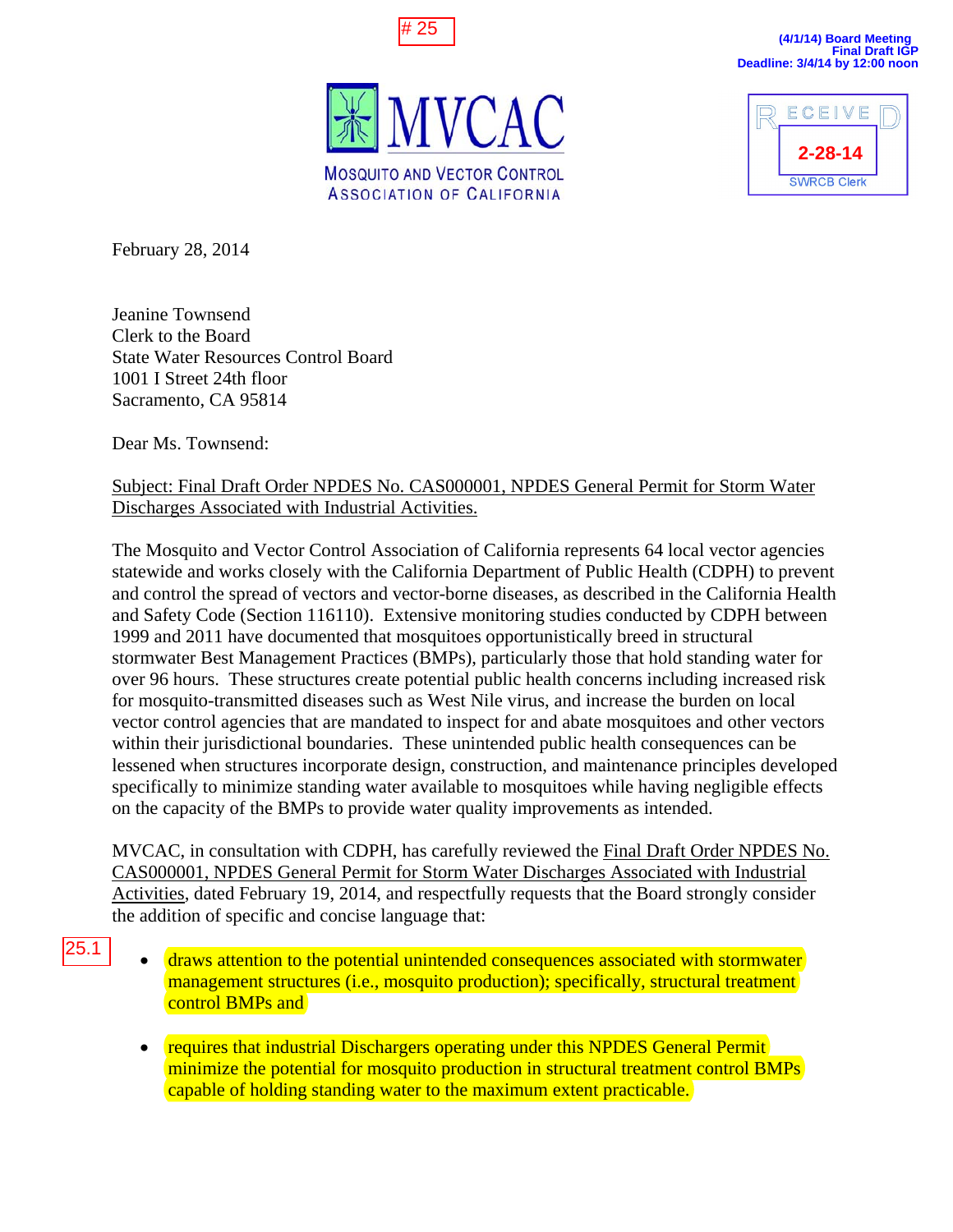# 25

**(4/1/14) Board Meeting**
**Final Draft IGP**
**Deadline: 3/4/14 by 12:00 noon**

MVCAC
MOSQUITO AND VECTOR CONTROL ASSOCIATION OF CALIFORNIA

RECEIVED
2-28-14
SWRCB Clerk

February 28, 2014

Jeanine Townsend
Clerk to the Board
State Water Resources Control Board
1001 I Street 24th floor
Sacramento, CA 95814

Dear Ms. Townsend:

Subject: Final Draft Order NPDES No. CAS000001, NPDES General Permit for Storm Water Discharges Associated with Industrial Activities.

The Mosquito and Vector Control Association of California represents 64 local vector agencies statewide and works closely with the California Department of Public Health (CDPH) to prevent and control the spread of vectors and vector-borne diseases, as described in the California Health and Safety Code (Section 116110). Extensive monitoring studies conducted by CDPH between 1999 and 2011 have documented that mosquitoes opportunistically breed in structural stormwater Best Management Practices (BMPs), particularly those that hold standing water for over 96 hours. These structures create potential public health concerns including increased risk for mosquito-transmitted diseases such as West Nile virus, and increase the burden on local vector control agencies that are mandated to inspect for and abate mosquitoes and other vectors within their jurisdictional boundaries. These unintended public health consequences can be lessened when structures incorporate design, construction, and maintenance principles developed specifically to minimize standing water available to mosquitoes while having negligible effects on the capacity of the BMPs to provide water quality improvements as intended.

MVCAC, in consultation with CDPH, has carefully reviewed the Final Draft Order NPDES No. CAS000001, NPDES General Permit for Storm Water Discharges Associated with Industrial Activities, dated February 19, 2014, and respectfully requests that the Board strongly consider the addition of specific and concise language that:

25.1

- draws attention to the potential unintended consequences associated with stormwater management structures (i.e., mosquito production); specifically, structural treatment control BMPs and
- requires that industrial Dischargers operating under this NPDES General Permit minimize the potential for mosquito production in structural treatment control BMPs capable of holding standing water to the maximum extent practicable.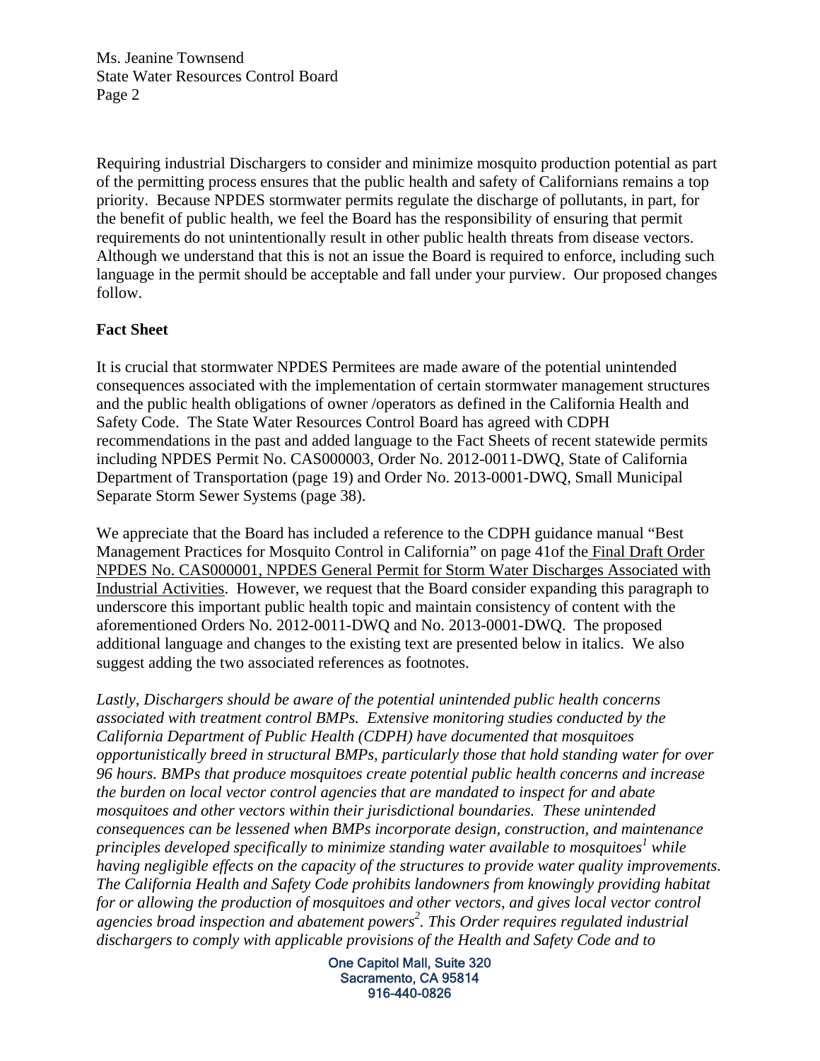Requiring industrial Dischargers to consider and minimize mosquito production potential as part of the permitting process ensures that the public health and safety of Californians remains a top priority. Because NPDES stormwater permits regulate the discharge of pollutants, in part, for the benefit of public health, we feel the Board has the responsibility of ensuring that permit requirements do not unintentionally result in other public health threats from disease vectors. Although we understand that this is not an issue the Board is required to enforce, including such language in the permit should be acceptable and fall under your purview. Our proposed changes follow.

**Fact Sheet**

It is crucial that stormwater NPDES Permitees are made aware of the potential unintended consequences associated with the implementation of certain stormwater management structures and the public health obligations of owner /operators as defined in the California Health and Safety Code. The State Water Resources Control Board has agreed with CDPH recommendations in the past and added language to the Fact Sheets of recent statewide permits including NPDES Permit No. CAS000003, Order No. 2012-0011-DWQ, State of California Department of Transportation (page 19) and Order No. 2013-0001-DWQ, Small Municipal Separate Storm Sewer Systems (page 38).

We appreciate that the Board has included a reference to the CDPH guidance manual "Best Management Practices for Mosquito Control in California" on page 41of the Final Draft Order NPDES No. CAS000001, NPDES General Permit for Storm Water Discharges Associated with Industrial Activities. However, we request that the Board consider expanding this paragraph to underscore this important public health topic and maintain consistency of content with the aforementioned Orders No. 2012-0011-DWQ and No. 2013-0001-DWQ. The proposed additional language and changes to the existing text are presented below in italics. We also suggest adding the two associated references as footnotes.

*Lastly, Dischargers should be aware of the potential unintended public health concerns associated with treatment control BMPs. Extensive monitoring studies conducted by the California Department of Public Health (CDPH) have documented that mosquitoes opportunistically breed in structural BMPs, particularly those that hold standing water for over 96 hours. BMPs that produce mosquitoes create potential public health concerns and increase the burden on local vector control agencies that are mandated to inspect for and abate mosquitoes and other vectors within their jurisdictional boundaries. These unintended consequences can be lessened when BMPs incorporate design, construction, and maintenance principles developed specifically to minimize standing water available to mosquitoes[1] while having negligible effects on the capacity of the structures to provide water quality improvements. The California Health and Safety Code prohibits landowners from knowingly providing habitat for or allowing the production of mosquitoes and other vectors, and gives local vector control agencies broad inspection and abatement powers[2]. This Order requires regulated industrial dischargers to comply with applicable provisions of the Health and Safety Code and to*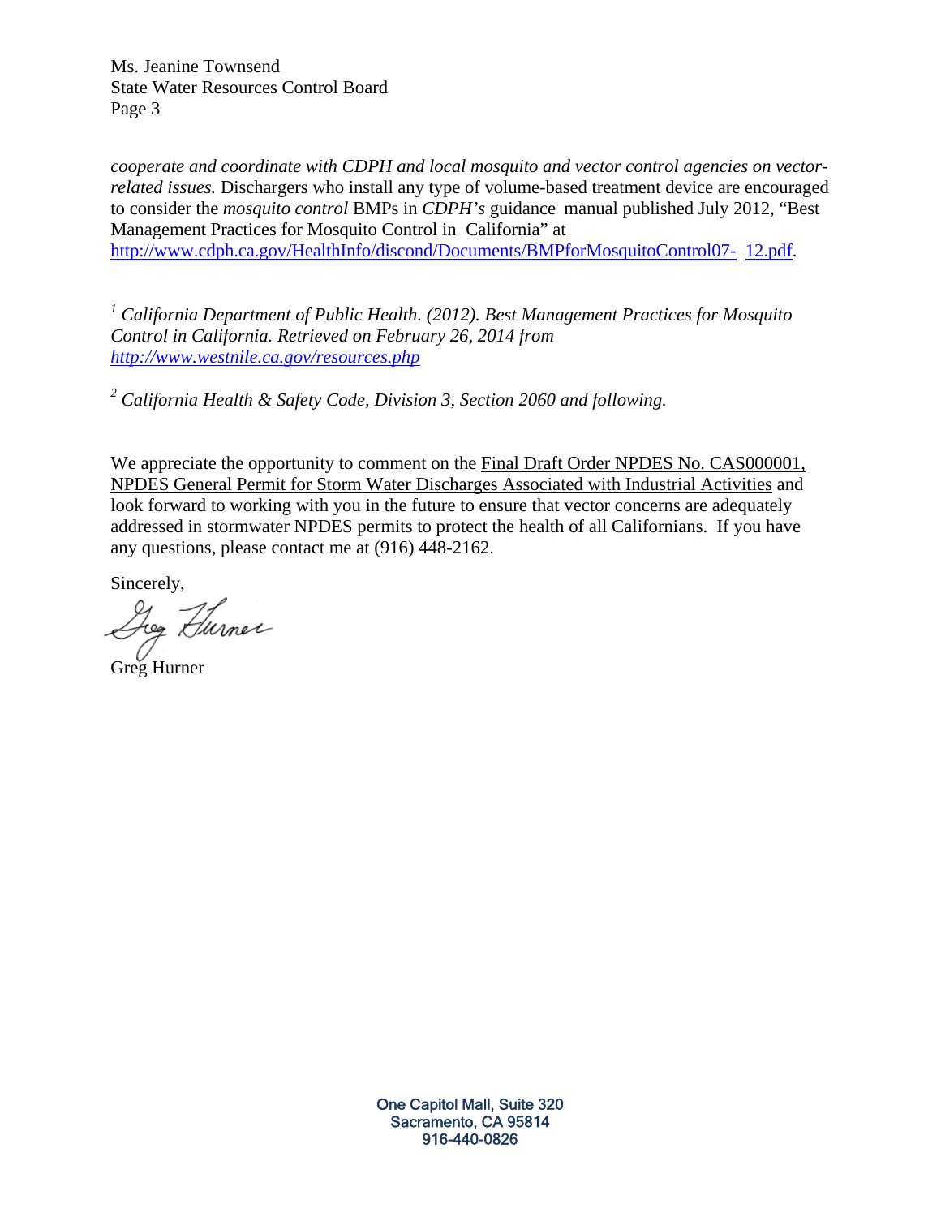*cooperate and coordinate with CDPH and local mosquito and vector control agencies on vector-related issues.* Dischargers who install any type of volume-based treatment device are encouraged to consider the *mosquito control* BMPs in *CDPH's* guidance manual published July 2012, "Best Management Practices for Mosquito Control in California" at http://www.cdph.ca.gov/HealthInfo/discond/Documents/BMPforMosquitoControl07-12.pdf.

[1] *California Department of Public Health. (2012). Best Management Practices for Mosquito Control in California. Retrieved on February 26, 2014 from http://www.westnile.ca.gov/resources.php*

[2] *California Health & Safety Code, Division 3, Section 2060 and following.*

We appreciate the opportunity to comment on the Final Draft Order NPDES No. CAS000001, NPDES General Permit for Storm Water Discharges Associated with Industrial Activities and look forward to working with you in the future to ensure that vector concerns are adequately addressed in stormwater NPDES permits to protect the health of all Californians. If you have any questions, please contact me at (916) 448-2162.

Sincerely,

Greg Hurner

One Capitol Mall, Suite 320
Sacramento, CA 95814
916-440-0826